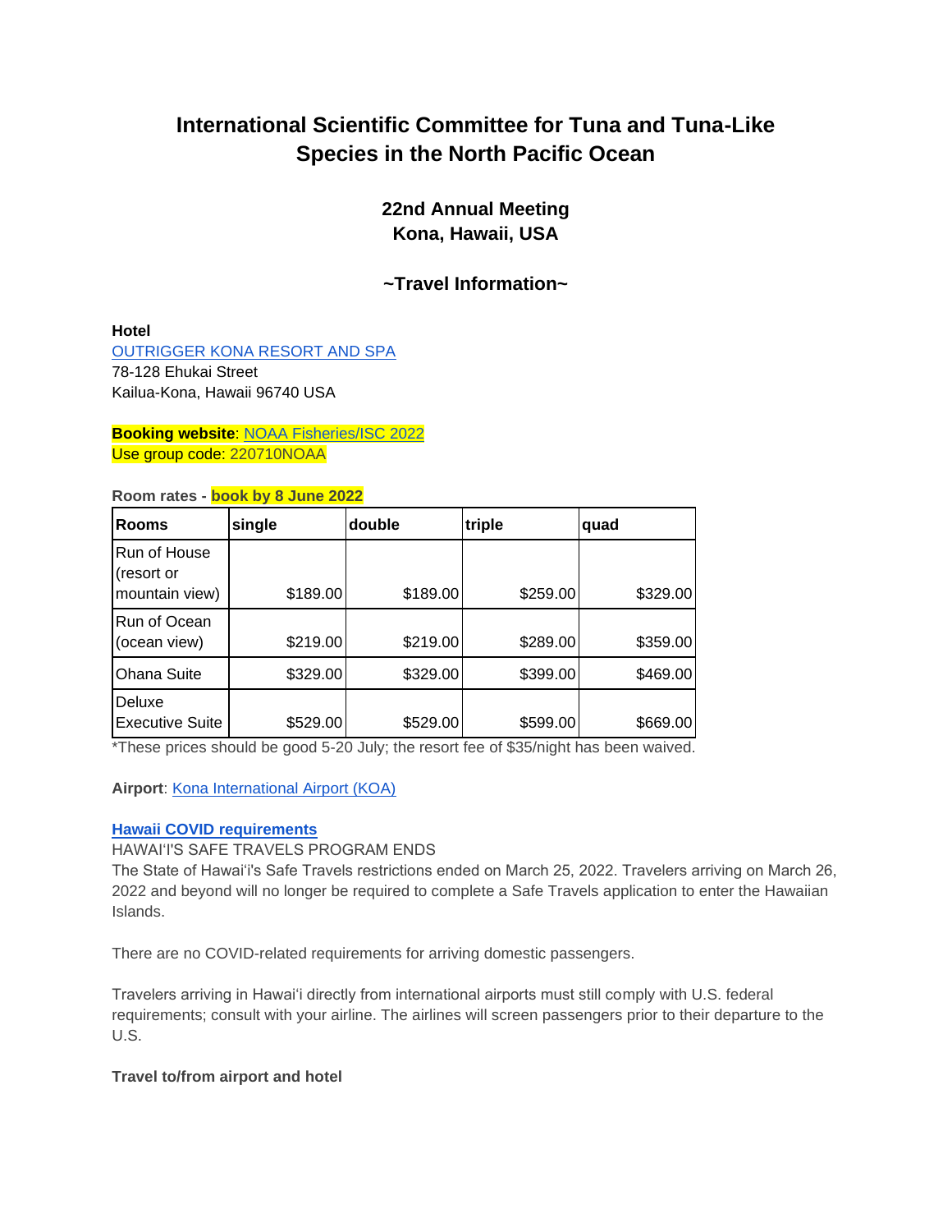# International Scientific Committee for Tuna and Tuna-Like Species in the North Pacific Ocean

## 22nd Annual Meeting
## Kona, Hawaii, USA

## ~Travel Information~

**Hotel**
OUTRIGGER KONA RESORT AND SPA
78-128 Ehukai Street
Kailua-Kona, Hawaii 96740 USA

**Booking website**: NOAA Fisheries/ISC 2022
Use group code: 220710NOAA

**Room rates - book by 8 June 2022**

| Rooms | single | double | triple | quad |
|---|---|---|---|---|
| Run of House (resort or mountain view) | $189.00 | $189.00 | $259.00 | $329.00 |
| Run of Ocean (ocean view) | $219.00 | $219.00 | $289.00 | $359.00 |
| Ohana Suite | $329.00 | $329.00 | $399.00 | $469.00 |
| Deluxe Executive Suite | $529.00 | $529.00 | $599.00 | $669.00 |

*These prices should be good 5-20 July; the resort fee of $35/night has been waived.

**Airport**: Kona International Airport (KOA)

**Hawaii COVID requirements**

HAWAIʻIʻS SAFE TRAVELS PROGRAM ENDS
The State of Hawaiʻi's Safe Travels restrictions ended on March 25, 2022. Travelers arriving on March 26, 2022 and beyond will no longer be required to complete a Safe Travels application to enter the Hawaiian Islands.

There are no COVID-related requirements for arriving domestic passengers.

Travelers arriving in Hawaiʻi directly from international airports must still comply with U.S. federal requirements; consult with your airline. The airlines will screen passengers prior to their departure to the U.S.

**Travel to/from airport and hotel**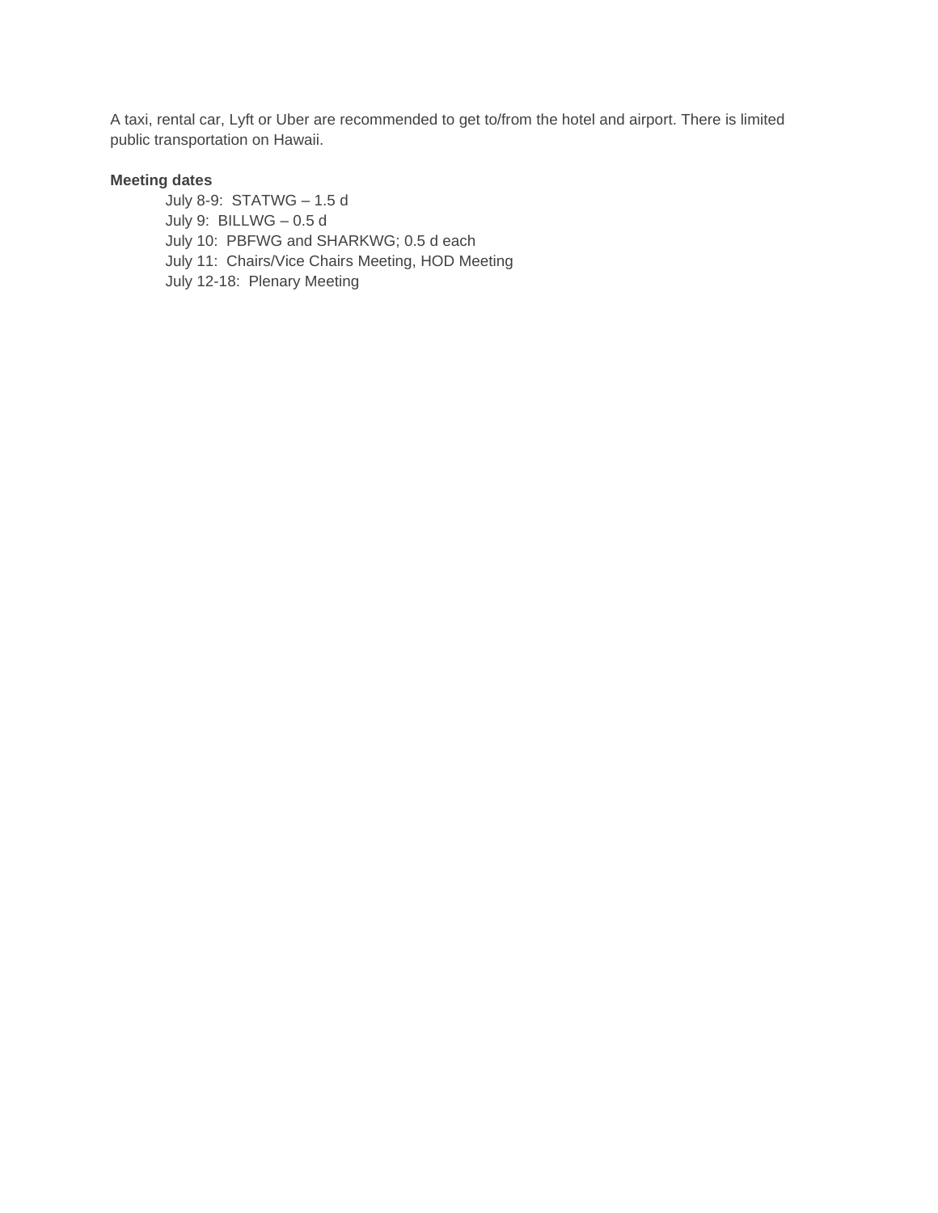A taxi, rental car, Lyft or Uber are recommended to get to/from the hotel and airport. There is limited public transportation on Hawaii.

**Meeting dates**

July 8-9: STATWG – 1.5 d
July 9: BILLWG – 0.5 d
July 10: PBFWG and SHARKWG; 0.5 d each
July 11: Chairs/Vice Chairs Meeting, HOD Meeting
July 12-18: Plenary Meeting